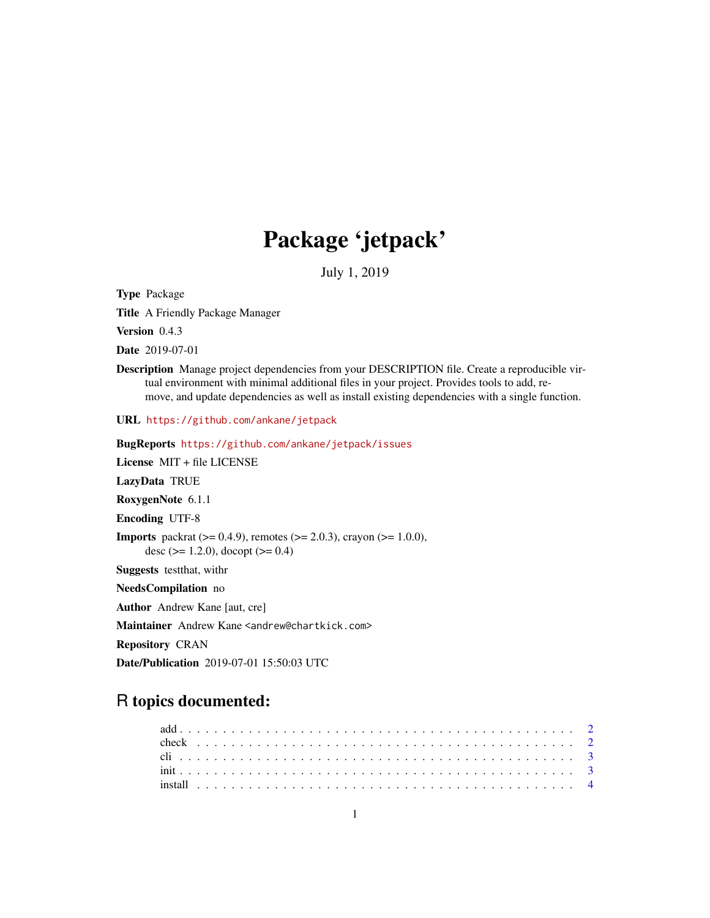# Package 'jetpack'

July 1, 2019

**Type** Package

**Title** A Friendly Package Manager

**Version** 0.4.3

**Date** 2019-07-01

**Description** Manage project dependencies from your DESCRIPTION file. Create a reproducible virtual environment with minimal additional files in your project. Provides tools to add, remove, and update dependencies as well as install existing dependencies with a single function.

**URL** https://github.com/ankane/jetpack

**BugReports** https://github.com/ankane/jetpack/issues

**License** MIT + file LICENSE

**LazyData** TRUE

**RoxygenNote** 6.1.1

**Encoding** UTF-8

**Imports** packrat (>= 0.4.9), remotes (>= 2.0.3), crayon (>= 1.0.0), desc (>= 1.2.0), docopt (>= 0.4)

**Suggests** testthat, withr

**NeedsCompilation** no

**Author** Andrew Kane [aut, cre]

**Maintainer** Andrew Kane <andrew@chartkick.com>

**Repository** CRAN

**Date/Publication** 2019-07-01 15:50:03 UTC

## R topics documented:

- add . . . . . . . . . . . . . . . . . . . . . . . . . . . . . . . . . . . . . . . . . . 2
- check . . . . . . . . . . . . . . . . . . . . . . . . . . . . . . . . . . . . . . . . . 2
- cli . . . . . . . . . . . . . . . . . . . . . . . . . . . . . . . . . . . . . . . . . . . 3
- init . . . . . . . . . . . . . . . . . . . . . . . . . . . . . . . . . . . . . . . . . . 3
- install . . . . . . . . . . . . . . . . . . . . . . . . . . . . . . . . . . . . . . . . 4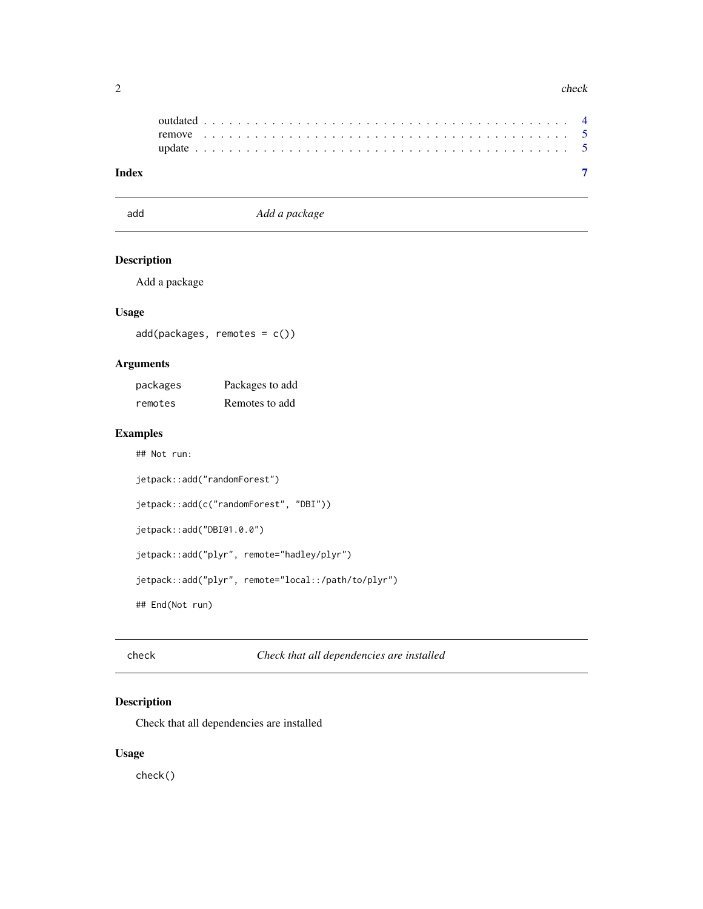outdated . . . . . . . . . . . . . . . . . . . . . . . . . . . . . . . . . . . . . . . . 4
remove . . . . . . . . . . . . . . . . . . . . . . . . . . . . . . . . . . . . . . . . 5
update . . . . . . . . . . . . . . . . . . . . . . . . . . . . . . . . . . . . . . . . 5

**Index** **7**

---

`add` *Add a package*

---

### Description

Add a package

### Usage

```
add(packages, remotes = c())
```

### Arguments

| | |
|---|---|
| `packages` | Packages to add |
| `remotes` | Remotes to add |

### Examples

```
## Not run:

jetpack::add("randomForest")

jetpack::add(c("randomForest", "DBI"))

jetpack::add("DBI@1.0.0")

jetpack::add("plyr", remote="hadley/plyr")

jetpack::add("plyr", remote="local::/path/to/plyr")

## End(Not run)
```

---

`check` *Check that all dependencies are installed*

---

### Description

Check that all dependencies are installed

### Usage

```
check()
```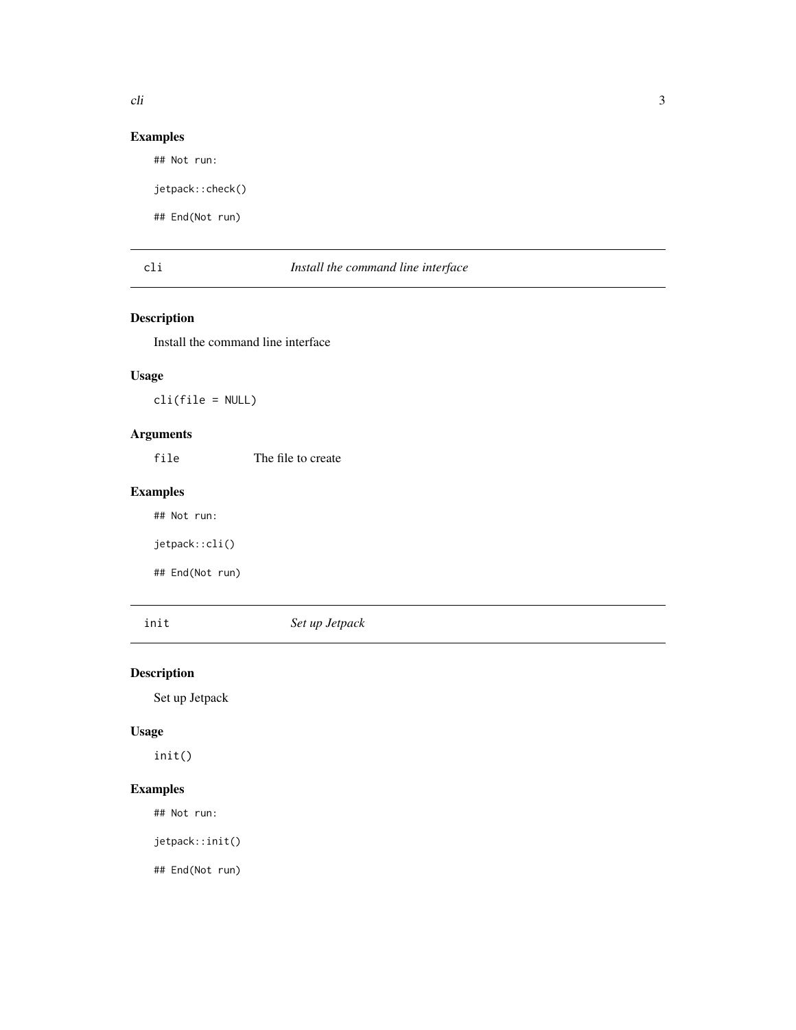### Examples

```
## Not run:

jetpack::check()

## End(Not run)
```

---

## cli — *Install the command line interface*

### Description

Install the command line interface

### Usage

```
cli(file = NULL)
```

### Arguments

| | |
|---|---|
| `file` | The file to create |

### Examples

```
## Not run:

jetpack::cli()

## End(Not run)
```

---

## init — *Set up Jetpack*

### Description

Set up Jetpack

### Usage

```
init()
```

### Examples

```
## Not run:

jetpack::init()

## End(Not run)
```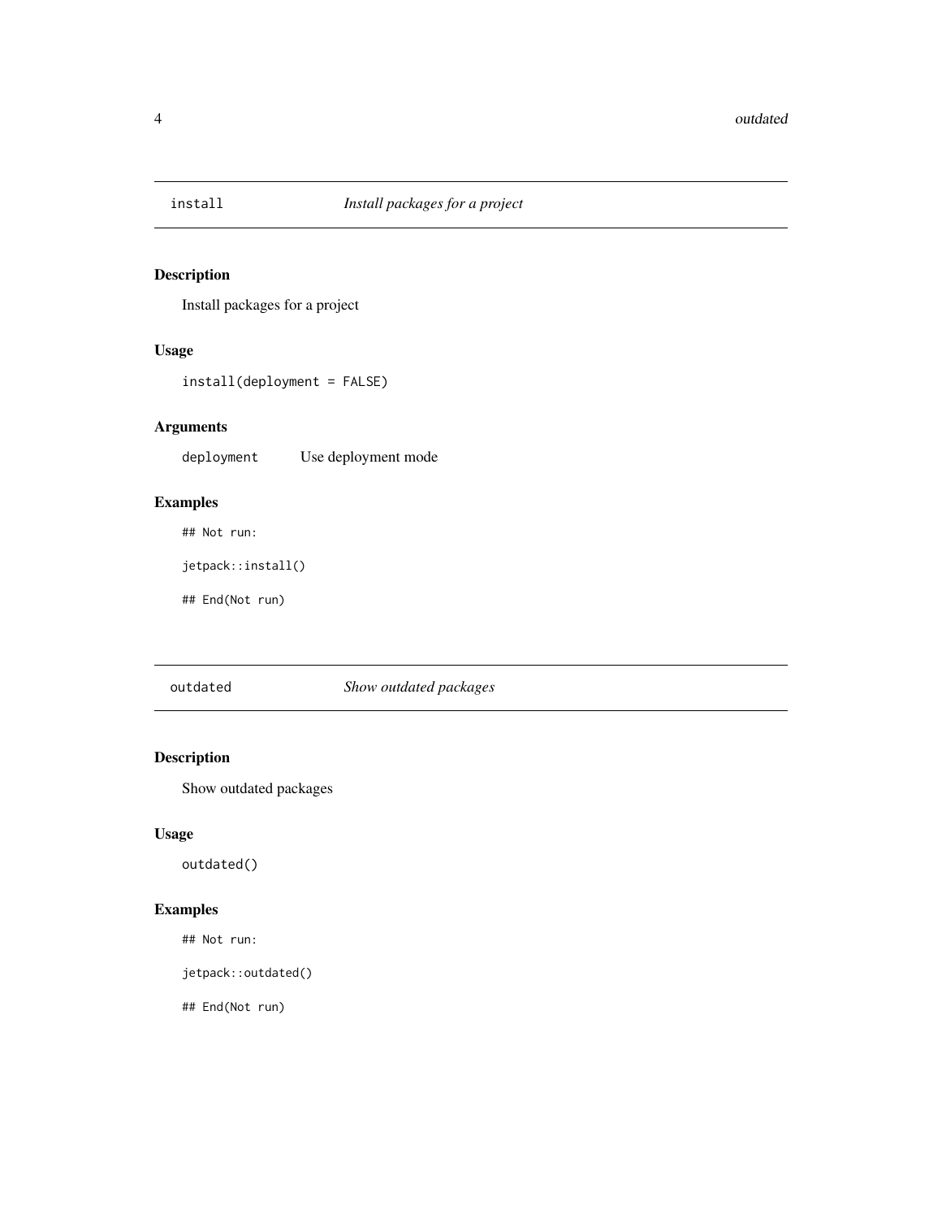## install — *Install packages for a project*

### Description

Install packages for a project

### Usage

```
install(deployment = FALSE)
```

### Arguments

| | |
|---|---|
| `deployment` | Use deployment mode |

### Examples

```
## Not run:

jetpack::install()

## End(Not run)
```

## outdated — *Show outdated packages*

### Description

Show outdated packages

### Usage

```
outdated()
```

### Examples

```
## Not run:

jetpack::outdated()

## End(Not run)
```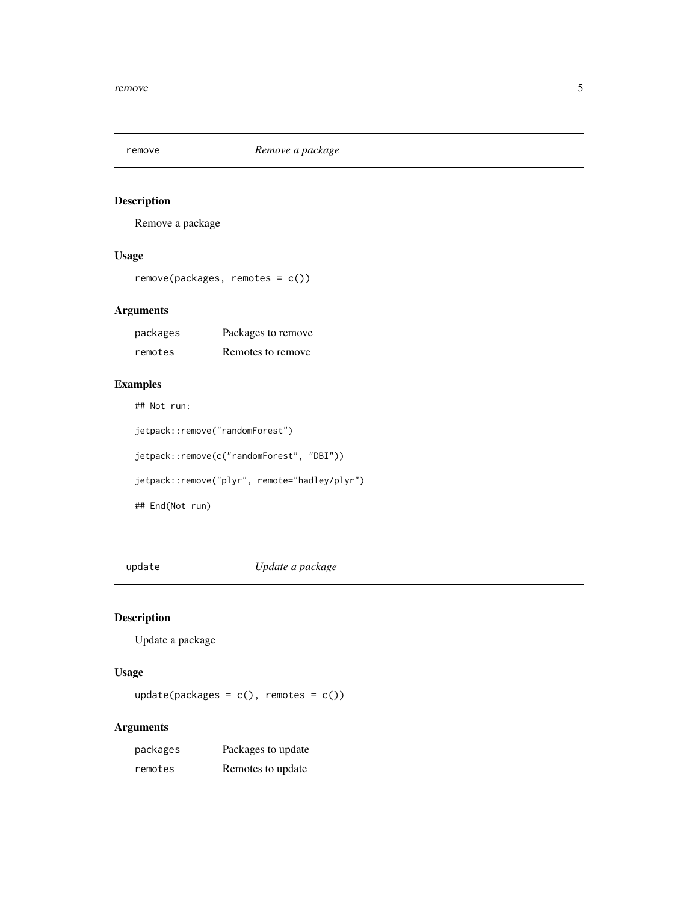## remove — *Remove a package*

### Description

Remove a package

### Usage

```
remove(packages, remotes = c())
```

### Arguments

| | |
|---|---|
| packages | Packages to remove |
| remotes | Remotes to remove |

### Examples

```
## Not run:

jetpack::remove("randomForest")

jetpack::remove(c("randomForest", "DBI"))

jetpack::remove("plyr", remote="hadley/plyr")

## End(Not run)
```

## update — *Update a package*

### Description

Update a package

### Usage

```
update(packages = c(), remotes = c())
```

### Arguments

| | |
|---|---|
| packages | Packages to update |
| remotes | Remotes to update |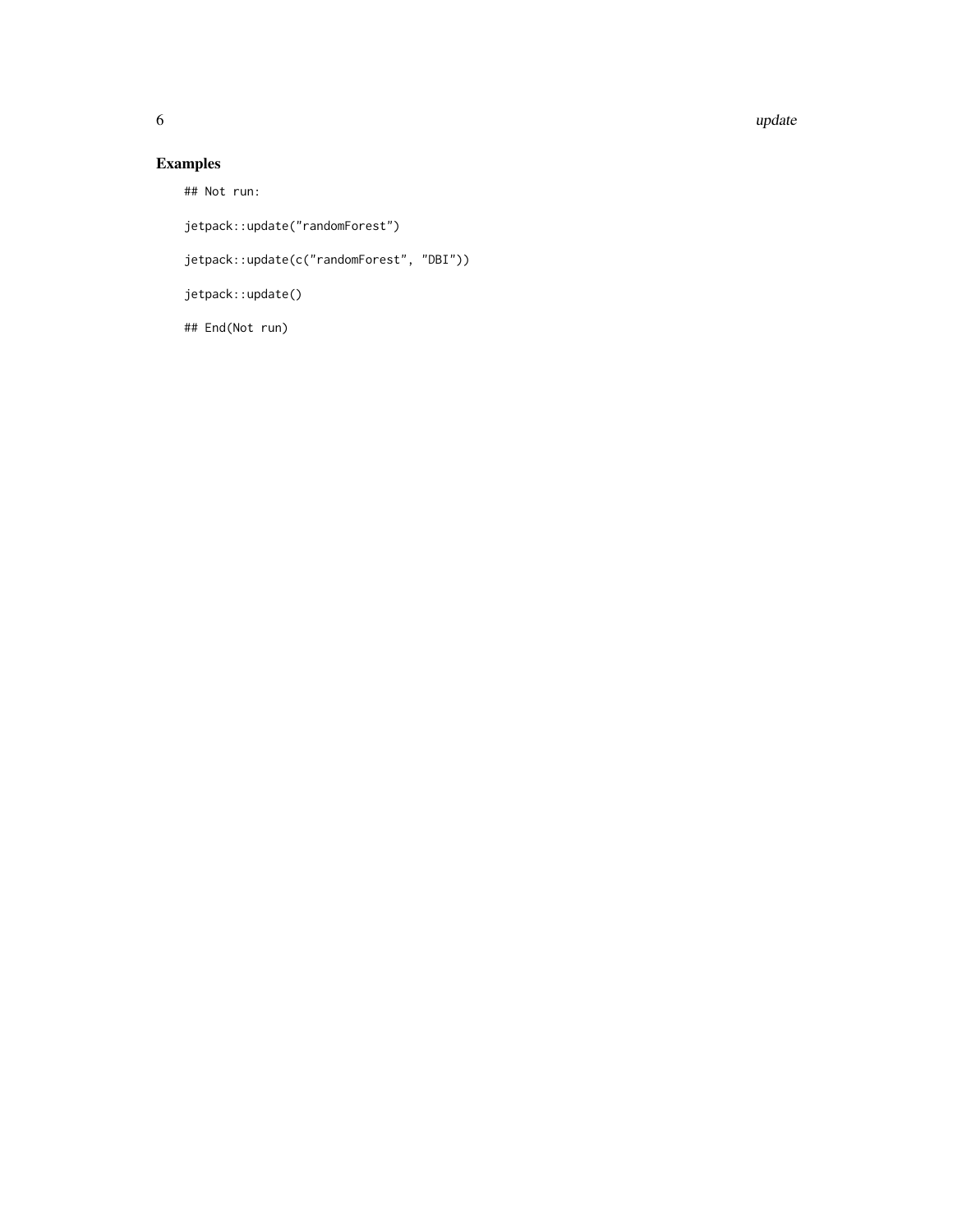## Examples

```
## Not run:

jetpack::update("randomForest")

jetpack::update(c("randomForest", "DBI"))

jetpack::update()

## End(Not run)
```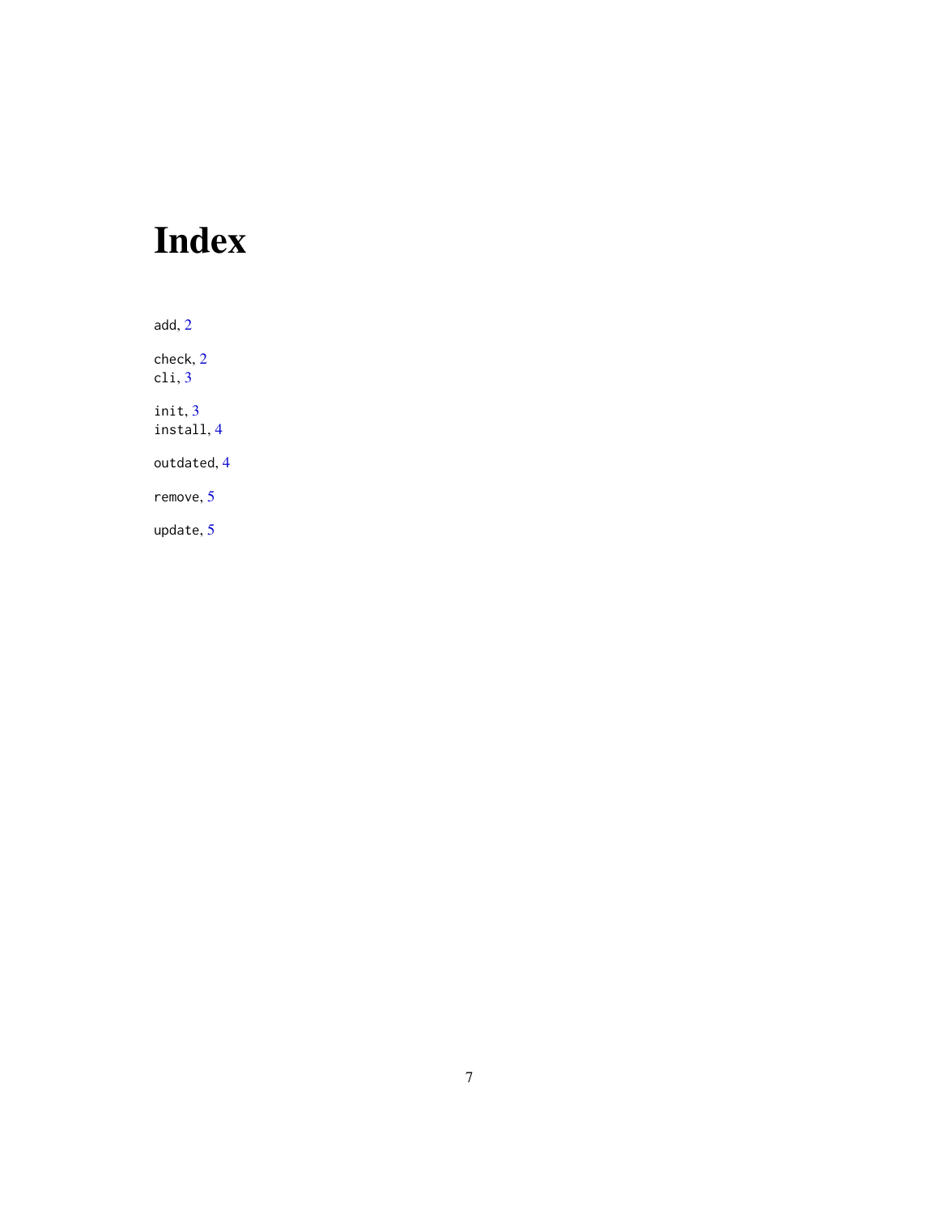# Index

`add`, 2

`check`, 2
`cli`, 3

`init`, 3
`install`, 4

`outdated`, 4

`remove`, 5

`update`, 5